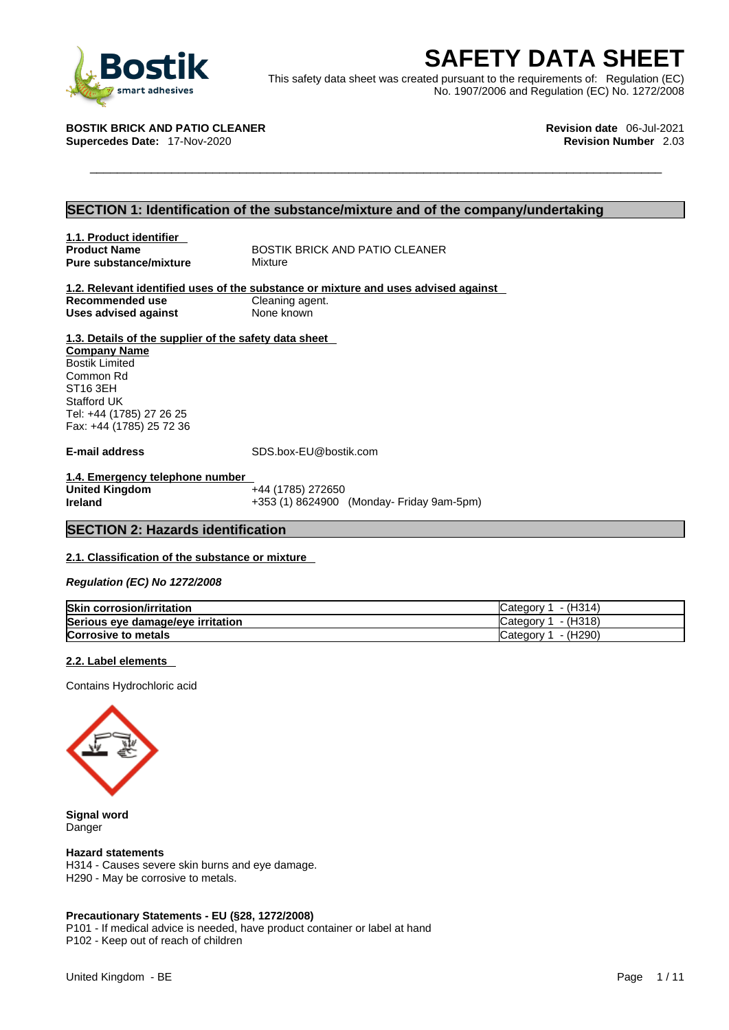# SAFETY DATA SHEET

This safety data sheet was created pursuant to the requirements of: Regulation (EC) No. 1907/2006 and Regulation (EC) No. 1272/2008

**BOSTIK BRICK AND PATIO CLEANER**
**Supercedes Date:** 17-Nov-2020

**Revision date** 06-Jul-2021
**Revision Number** 2.03

## SECTION 1: Identification of the substance/mixture and of the company/undertaking

### 1.1. Product identifier

**Product Name** BOSTIK BRICK AND PATIO CLEANER
**Pure substance/mixture** Mixture

### 1.2. Relevant identified uses of the substance or mixture and uses advised against

**Recommended use** Cleaning agent.
**Uses advised against** None known

### 1.3. Details of the supplier of the safety data sheet

**Company Name**
Bostik Limited
Common Rd
ST16 3EH
Stafford UK
Tel: +44 (1785) 27 26 25
Fax: +44 (1785) 25 72 36

**E-mail address** SDS.box-EU@bostik.com

### 1.4. Emergency telephone number

**United Kingdom** +44 (1785) 272650
**Ireland** +353 (1) 8624900 (Monday- Friday 9am-5pm)

## SECTION 2: Hazards identification

### 2.1. Classification of the substance or mixture

***Regulation (EC) No 1272/2008***

| | |
|---|---|
| **Skin corrosion/irritation** | Category 1 - (H314) |
| **Serious eye damage/eye irritation** | Category 1 - (H318) |
| **Corrosive to metals** | Category 1 - (H290) |

### 2.2. Label elements

Contains Hydrochloric acid

**Signal word**
Danger

**Hazard statements**
H314 - Causes severe skin burns and eye damage.
H290 - May be corrosive to metals.

**Precautionary Statements - EU (§28, 1272/2008)**
P101 - If medical advice is needed, have product container or label at hand
P102 - Keep out of reach of children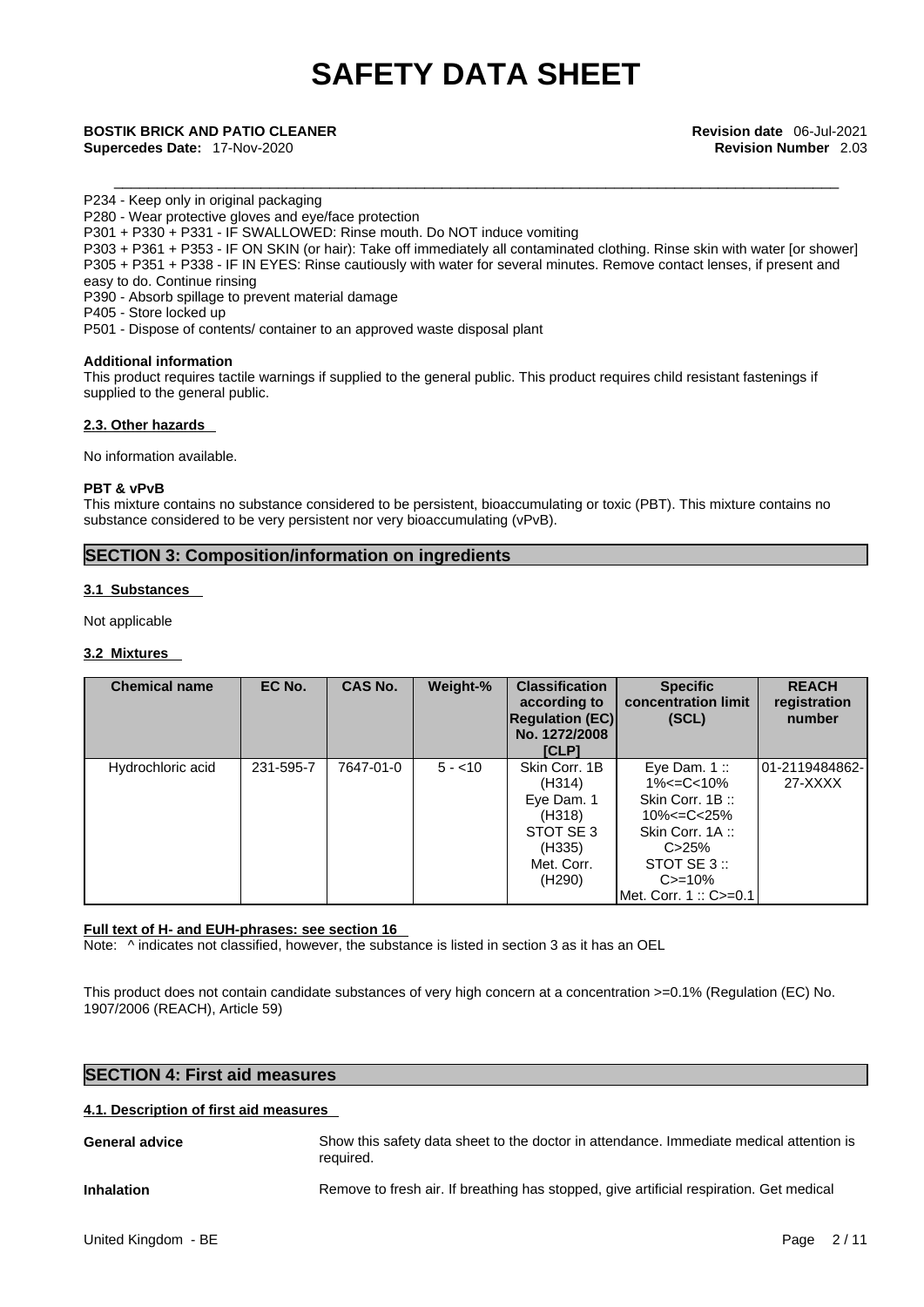P234 - Keep only in original packaging
P280 - Wear protective gloves and eye/face protection
P301 + P330 + P331 - IF SWALLOWED: Rinse mouth. Do NOT induce vomiting
P303 + P361 + P353 - IF ON SKIN (or hair): Take off immediately all contaminated clothing. Rinse skin with water [or shower]
P305 + P351 + P338 - IF IN EYES: Rinse cautiously with water for several minutes. Remove contact lenses, if present and easy to do. Continue rinsing
P390 - Absorb spillage to prevent material damage
P405 - Store locked up
P501 - Dispose of contents/ container to an approved waste disposal plant

**Additional information**

This product requires tactile warnings if supplied to the general public. This product requires child resistant fastenings if supplied to the general public.

### 2.3. Other hazards

No information available.

**PBT & vPvB**

This mixture contains no substance considered to be persistent, bioaccumulating or toxic (PBT). This mixture contains no substance considered to be very persistent nor very bioaccumulating (vPvB).

## SECTION 3: Composition/information on ingredients

### 3.1 Substances

Not applicable

### 3.2 Mixtures

| Chemical name | EC No. | CAS No. | Weight-% | Classification according to Regulation (EC) No. 1272/2008 [CLP] | Specific concentration limit (SCL) | REACH registration number |
|---|---|---|---|---|---|---|
| Hydrochloric acid | 231-595-7 | 7647-01-0 | 5 - <10 | Skin Corr. 1B (H314) Eye Dam. 1 (H318) STOT SE 3 (H335) Met. Corr. (H290) | Eye Dam. 1 :: 1%<=C<10% Skin Corr. 1B :: 10%<=C<25% Skin Corr. 1A :: C>25% STOT SE 3 :: C>=10% Met. Corr. 1 :: C>=0.1 | 01-2119484862-27-XXXX |

**Full text of H- and EUH-phrases: see section 16**

Note: ^ indicates not classified, however, the substance is listed in section 3 as it has an OEL

This product does not contain candidate substances of very high concern at a concentration >=0.1% (Regulation (EC) No. 1907/2006 (REACH), Article 59)

## SECTION 4: First aid measures

### 4.1. Description of first aid measures

**General advice** Show this safety data sheet to the doctor in attendance. Immediate medical attention is required.

**Inhalation** Remove to fresh air. If breathing has stopped, give artificial respiration. Get medical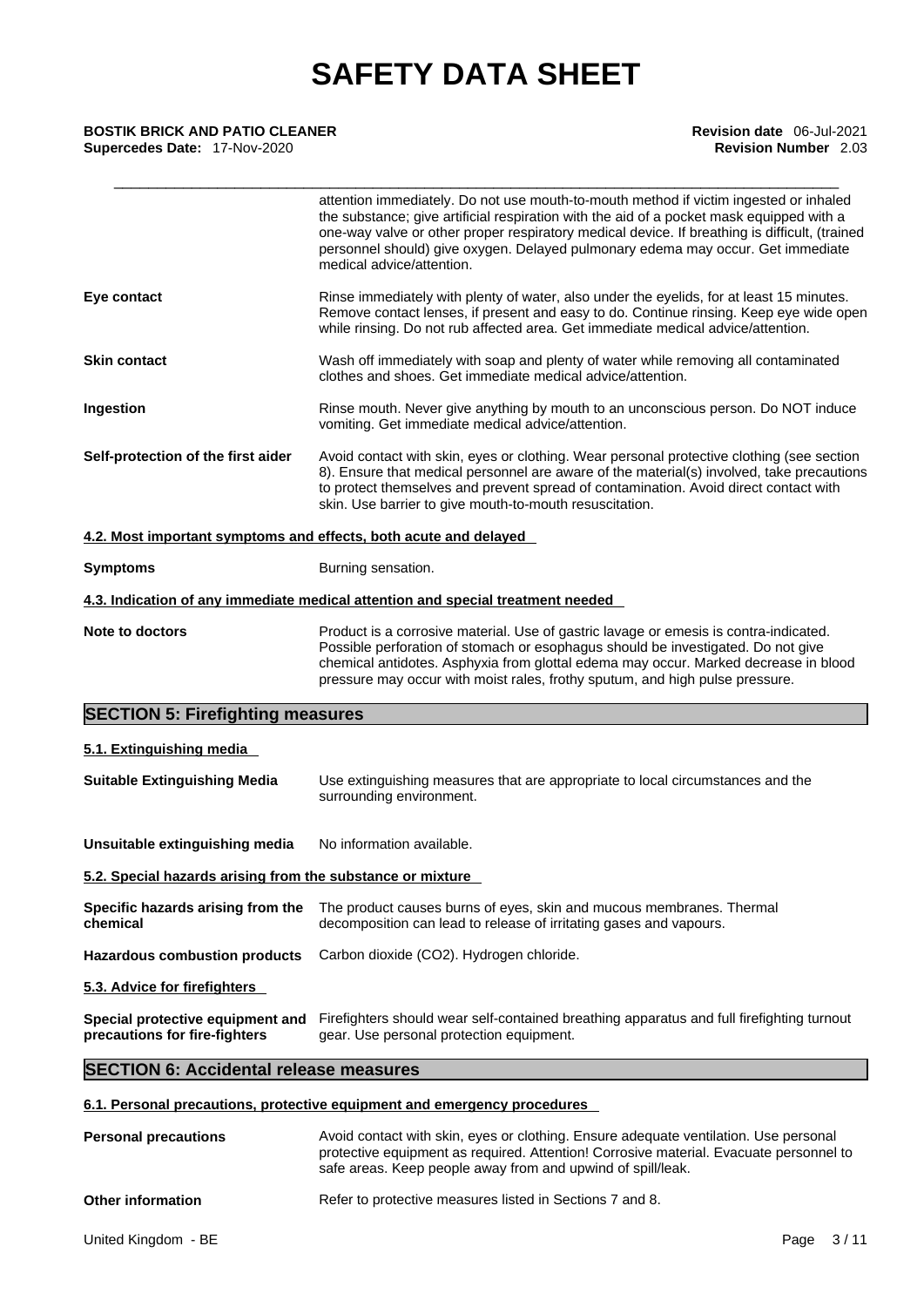attention immediately. Do not use mouth-to-mouth method if victim ingested or inhaled the substance; give artificial respiration with the aid of a pocket mask equipped with a one-way valve or other proper respiratory medical device. If breathing is difficult, (trained personnel should) give oxygen. Delayed pulmonary edema may occur. Get immediate medical advice/attention.

**Eye contact** — Rinse immediately with plenty of water, also under the eyelids, for at least 15 minutes. Remove contact lenses, if present and easy to do. Continue rinsing. Keep eye wide open while rinsing. Do not rub affected area. Get immediate medical advice/attention.

**Skin contact** — Wash off immediately with soap and plenty of water while removing all contaminated clothes and shoes. Get immediate medical advice/attention.

**Ingestion** — Rinse mouth. Never give anything by mouth to an unconscious person. Do NOT induce vomiting. Get immediate medical advice/attention.

**Self-protection of the first aider** — Avoid contact with skin, eyes or clothing. Wear personal protective clothing (see section 8). Ensure that medical personnel are aware of the material(s) involved, take precautions to protect themselves and prevent spread of contamination. Avoid direct contact with skin. Use barrier to give mouth-to-mouth resuscitation.

### 4.2. Most important symptoms and effects, both acute and delayed

**Symptoms** — Burning sensation.

### 4.3. Indication of any immediate medical attention and special treatment needed

**Note to doctors** — Product is a corrosive material. Use of gastric lavage or emesis is contra-indicated. Possible perforation of stomach or esophagus should be investigated. Do not give chemical antidotes. Asphyxia from glottal edema may occur. Marked decrease in blood pressure may occur with moist rales, frothy sputum, and high pulse pressure.

## SECTION 5: Firefighting measures

### 5.1. Extinguishing media

**Suitable Extinguishing Media** — Use extinguishing measures that are appropriate to local circumstances and the surrounding environment.

**Unsuitable extinguishing media** — No information available.

### 5.2. Special hazards arising from the substance or mixture

**Specific hazards arising from the chemical** — The product causes burns of eyes, skin and mucous membranes. Thermal decomposition can lead to release of irritating gases and vapours.

**Hazardous combustion products** — Carbon dioxide ($CO_2$). Hydrogen chloride.

### 5.3. Advice for firefighters

**Special protective equipment and precautions for fire-fighters** — Firefighters should wear self-contained breathing apparatus and full firefighting turnout gear. Use personal protection equipment.

## SECTION 6: Accidental release measures

### 6.1. Personal precautions, protective equipment and emergency procedures

**Personal precautions** — Avoid contact with skin, eyes or clothing. Ensure adequate ventilation. Use personal protective equipment as required. Attention! Corrosive material. Evacuate personnel to safe areas. Keep people away from and upwind of spill/leak.

**Other information** — Refer to protective measures listed in Sections 7 and 8.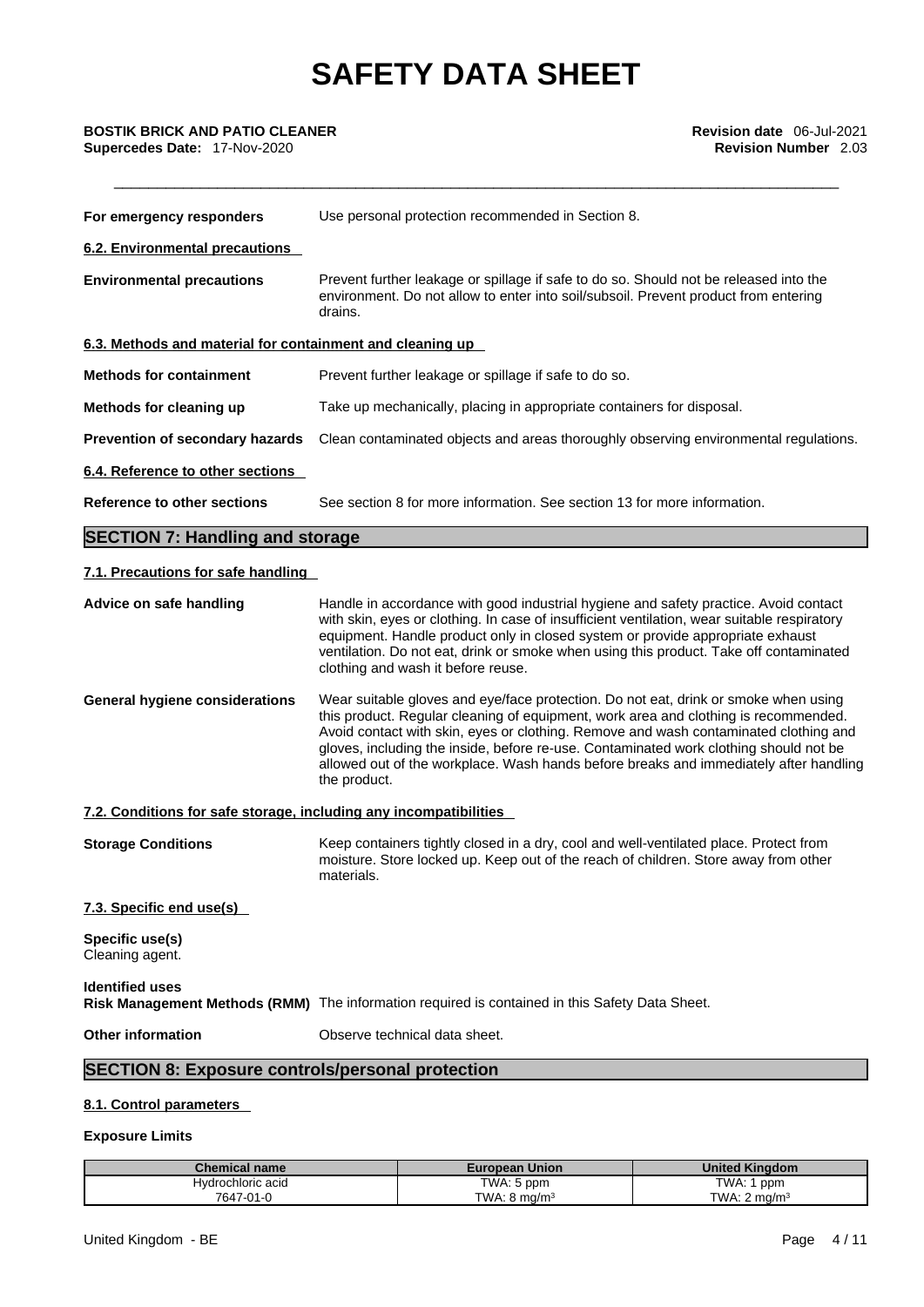| | |
|---|---|
| **For emergency responders** | Use personal protection recommended in Section 8. |

**6.2. Environmental precautions**

| | |
|---|---|
| **Environmental precautions** | Prevent further leakage or spillage if safe to do so. Should not be released into the environment. Do not allow to enter into soil/subsoil. Prevent product from entering drains. |

**6.3. Methods and material for containment and cleaning up**

| | |
|---|---|
| **Methods for containment** | Prevent further leakage or spillage if safe to do so. |
| **Methods for cleaning up** | Take up mechanically, placing in appropriate containers for disposal. |
| **Prevention of secondary hazards** | Clean contaminated objects and areas thoroughly observing environmental regulations. |

**6.4. Reference to other sections**

| | |
|---|---|
| **Reference to other sections** | See section 8 for more information. See section 13 for more information. |

## SECTION 7: Handling and storage

**7.1. Precautions for safe handling**

| | |
|---|---|
| **Advice on safe handling** | Handle in accordance with good industrial hygiene and safety practice. Avoid contact with skin, eyes or clothing. In case of insufficient ventilation, wear suitable respiratory equipment. Handle product only in closed system or provide appropriate exhaust ventilation. Do not eat, drink or smoke when using this product. Take off contaminated clothing and wash it before reuse. |
| **General hygiene considerations** | Wear suitable gloves and eye/face protection. Do not eat, drink or smoke when using this product. Regular cleaning of equipment, work area and clothing is recommended. Avoid contact with skin, eyes or clothing. Remove and wash contaminated clothing and gloves, including the inside, before re-use. Contaminated work clothing should not be allowed out of the workplace. Wash hands before breaks and immediately after handling the product. |

**7.2. Conditions for safe storage, including any incompatibilities**

| | |
|---|---|
| **Storage Conditions** | Keep containers tightly closed in a dry, cool and well-ventilated place. Protect from moisture. Store locked up. Keep out of the reach of children. Store away from other materials. |

**7.3. Specific end use(s)**

**Specific use(s)**
Cleaning agent.

**Identified uses**
**Risk Management Methods (RMM)** The information required is contained in this Safety Data Sheet.

**Other information** Observe technical data sheet.

## SECTION 8: Exposure controls/personal protection

**8.1. Control parameters**

**Exposure Limits**

| Chemical name | European Union | United Kingdom |
|---|---|---|
| Hydrochloric acid<br>7647-01-0 | TWA: 5 ppm<br>TWA: 8 mg/m³ | TWA: 1 ppm<br>TWA: 2 mg/m³ |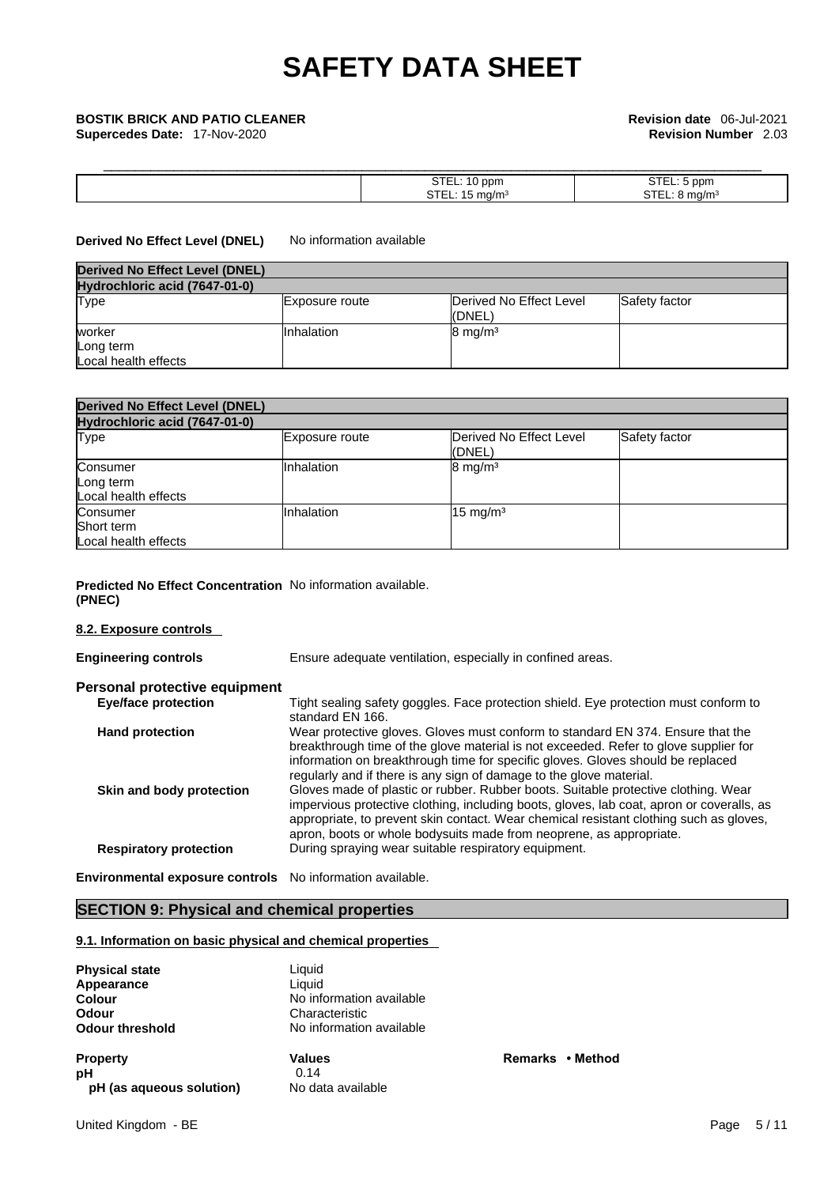| | STEL: 10 ppm<br>STEL: 15 mg/m³ | STEL: 5 ppm<br>STEL: 8 mg/m³ |
|---|---|---|

**Derived No Effect Level (DNEL)** No information available

| **Derived No Effect Level (DNEL)** | | | |
|---|---|---|---|
| **Hydrochloric acid (7647-01-0)** | | | |
| Type | Exposure route | Derived No Effect Level (DNEL) | Safety factor |
| worker<br>Long term<br>Local health effects | Inhalation | 8 mg/m³ | |

| **Derived No Effect Level (DNEL)** | | | |
|---|---|---|---|
| **Hydrochloric acid (7647-01-0)** | | | |
| Type | Exposure route | Derived No Effect Level (DNEL) | Safety factor |
| Consumer<br>Long term<br>Local health effects | Inhalation | 8 mg/m³ | |
| Consumer<br>Short term<br>Local health effects | Inhalation | 15 mg/m³ | |

**Predicted No Effect Concentration (PNEC)** No information available.

**8.2. Exposure controls**

**Engineering controls** Ensure adequate ventilation, especially in confined areas.

### Personal protective equipment

**Eye/face protection** Tight sealing safety goggles. Face protection shield. Eye protection must conform to standard EN 166.

**Hand protection** Wear protective gloves. Gloves must conform to standard EN 374. Ensure that the breakthrough time of the glove material is not exceeded. Refer to glove supplier for information on breakthrough time for specific gloves. Gloves should be replaced regularly and if there is any sign of damage to the glove material.

**Skin and body protection** Gloves made of plastic or rubber. Rubber boots. Suitable protective clothing. Wear impervious protective clothing, including boots, gloves, lab coat, apron or coveralls, as appropriate, to prevent skin contact. Wear chemical resistant clothing such as gloves, apron, boots or whole bodysuits made from neoprene, as appropriate.

**Respiratory protection** During spraying wear suitable respiratory equipment.

**Environmental exposure controls** No information available.

## SECTION 9: Physical and chemical properties

**9.1. Information on basic physical and chemical properties**

**Physical state** Liquid
**Appearance** Liquid
**Colour** No information available
**Odour** Characteristic
**Odour threshold** No information available

| **Property** | **Values** | **Remarks • Method** |
|---|---|---|
| **pH** | 0.14 | |
| **pH (as aqueous solution)** | No data available | |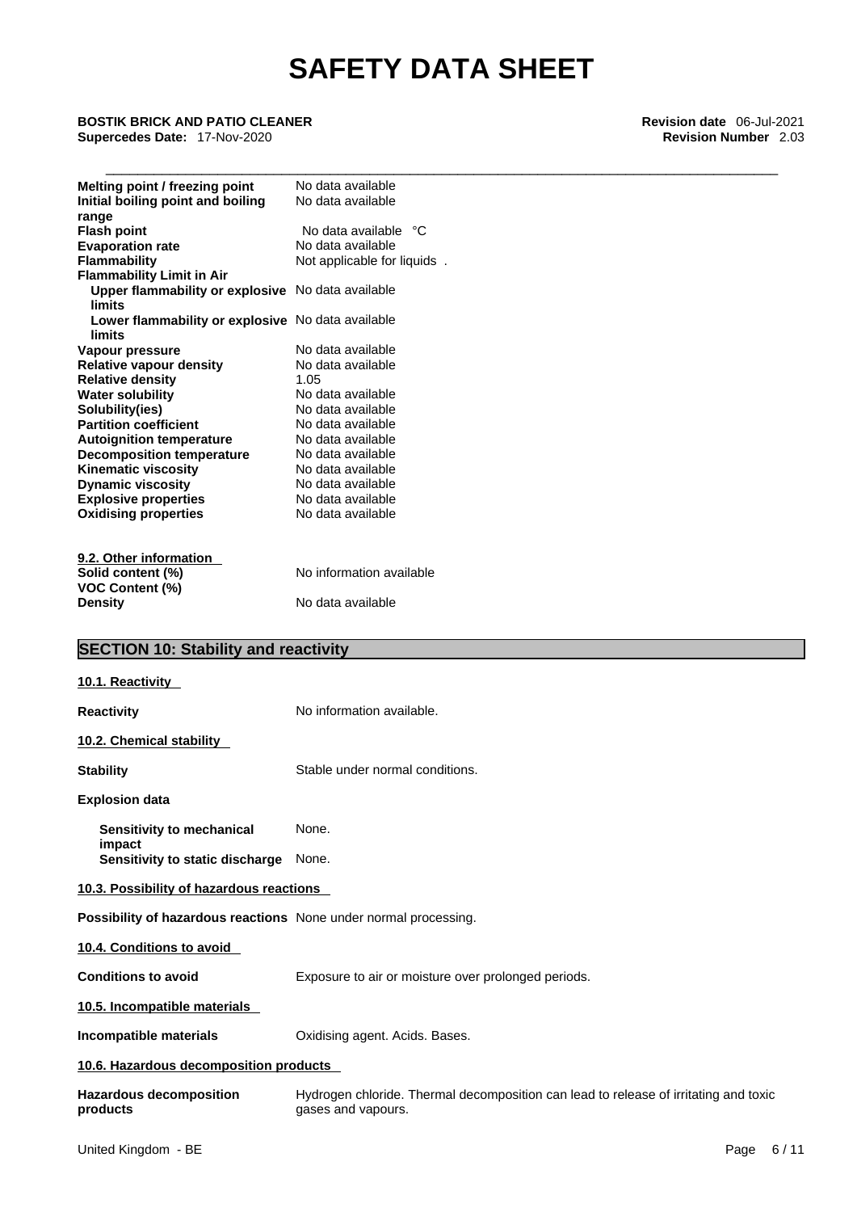| | |
|---|---|
| **Melting point / freezing point** | No data available |
| **Initial boiling point and boiling range** | No data available |
| **Flash point** | No data available °C |
| **Evaporation rate** | No data available |
| **Flammability** | Not applicable for liquids . |
| **Flammability Limit in Air** | |
| **Upper flammability or explosive limits** | No data available |
| **Lower flammability or explosive limits** | No data available |
| **Vapour pressure** | No data available |
| **Relative vapour density** | No data available |
| **Relative density** | 1.05 |
| **Water solubility** | No data available |
| **Solubility(ies)** | No data available |
| **Partition coefficient** | No data available |
| **Autoignition temperature** | No data available |
| **Decomposition temperature** | No data available |
| **Kinematic viscosity** | No data available |
| **Dynamic viscosity** | No data available |
| **Explosive properties** | No data available |
| **Oxidising properties** | No data available |

**9.2. Other information**

| | |
|---|---|
| **Solid content (%)** | No information available |
| **VOC Content (%)** | |
| **Density** | No data available |

## SECTION 10: Stability and reactivity

**10.1. Reactivity**

**Reactivity** No information available.

**10.2. Chemical stability**

**Stability** Stable under normal conditions.

**Explosion data**

**Sensitivity to mechanical impact** None.
**Sensitivity to static discharge** None.

**10.3. Possibility of hazardous reactions**

**Possibility of hazardous reactions** None under normal processing.

**10.4. Conditions to avoid**

**Conditions to avoid** Exposure to air or moisture over prolonged periods.

**10.5. Incompatible materials**

**Incompatible materials** Oxidising agent. Acids. Bases.

**10.6. Hazardous decomposition products**

**Hazardous decomposition products** Hydrogen chloride. Thermal decomposition can lead to release of irritating and toxic gases and vapours.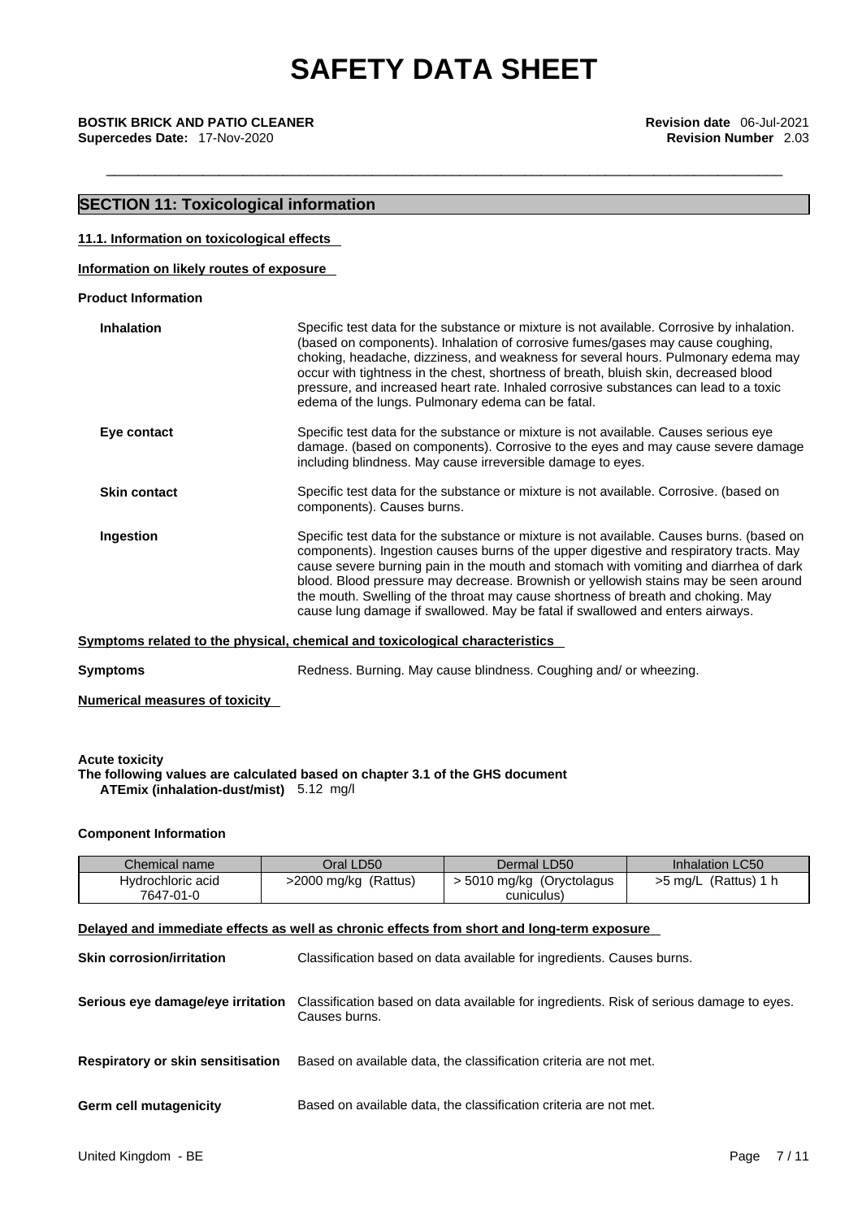## SECTION 11: Toxicological information

### 11.1. Information on toxicological effects

**Information on likely routes of exposure**

**Product Information**

**Inhalation**: Specific test data for the substance or mixture is not available. Corrosive by inhalation. (based on components). Inhalation of corrosive fumes/gases may cause coughing, choking, headache, dizziness, and weakness for several hours. Pulmonary edema may occur with tightness in the chest, shortness of breath, bluish skin, decreased blood pressure, and increased heart rate. Inhaled corrosive substances can lead to a toxic edema of the lungs. Pulmonary edema can be fatal.

**Eye contact**: Specific test data for the substance or mixture is not available. Causes serious eye damage. (based on components). Corrosive to the eyes and may cause severe damage including blindness. May cause irreversible damage to eyes.

**Skin contact**: Specific test data for the substance or mixture is not available. Corrosive. (based on components). Causes burns.

**Ingestion**: Specific test data for the substance or mixture is not available. Causes burns. (based on components). Ingestion causes burns of the upper digestive and respiratory tracts. May cause severe burning pain in the mouth and stomach with vomiting and diarrhea of dark blood. Blood pressure may decrease. Brownish or yellowish stains may be seen around the mouth. Swelling of the throat may cause shortness of breath and choking. May cause lung damage if swallowed. May be fatal if swallowed and enters airways.

**Symptoms related to the physical, chemical and toxicological characteristics**

**Symptoms**: Redness. Burning. May cause blindness. Coughing and/ or wheezing.

**Numerical measures of toxicity**

**Acute toxicity**
**The following values are calculated based on chapter 3.1 of the GHS document**
**ATEmix (inhalation-dust/mist)** 5.12 mg/l

**Component Information**

| Chemical name | Oral LD50 | Dermal LD50 | Inhalation LC50 |
|---|---|---|---|
| Hydrochloric acid 7647-01-0 | >2000 mg/kg (Rattus) | > 5010 mg/kg (Oryctolagus cuniculus) | >5 mg/L (Rattus) 1 h |

**Delayed and immediate effects as well as chronic effects from short and long-term exposure**

**Skin corrosion/irritation**: Classification based on data available for ingredients. Causes burns.

**Serious eye damage/eye irritation**: Classification based on data available for ingredients. Risk of serious damage to eyes. Causes burns.

**Respiratory or skin sensitisation**: Based on available data, the classification criteria are not met.

**Germ cell mutagenicity**: Based on available data, the classification criteria are not met.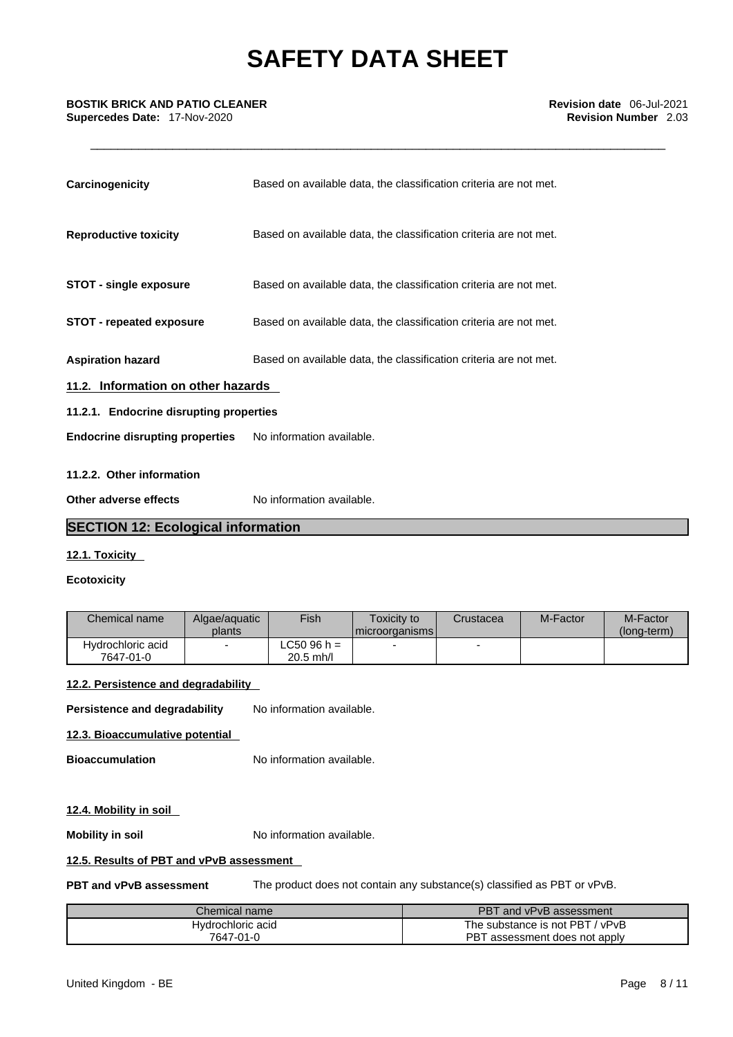**Carcinogenicity** Based on available data, the classification criteria are not met.

**Reproductive toxicity** Based on available data, the classification criteria are not met.

**STOT - single exposure** Based on available data, the classification criteria are not met.

**STOT - repeated exposure** Based on available data, the classification criteria are not met.

**Aspiration hazard** Based on available data, the classification criteria are not met.

### 11.2. Information on other hazards

#### 11.2.1. Endocrine disrupting properties

**Endocrine disrupting properties** No information available.

#### 11.2.2. Other information

**Other adverse effects** No information available.

## SECTION 12: Ecological information

### 12.1. Toxicity

**Ecotoxicity**

| Chemical name | Algae/aquatic plants | Fish | Toxicity to microorganisms | Crustacea | M-Factor | M-Factor (long-term) |
|---|---|---|---|---|---|---|
| Hydrochloric acid 7647-01-0 | - | LC50 96 h = 20.5 mh/l | - | - | | |

### 12.2. Persistence and degradability

**Persistence and degradability** No information available.

### 12.3. Bioaccumulative potential

**Bioaccumulation** No information available.

### 12.4. Mobility in soil

**Mobility in soil** No information available.

### 12.5. Results of PBT and vPvB assessment

**PBT and vPvB assessment** The product does not contain any substance(s) classified as PBT or vPvB.

| Chemical name | PBT and vPvB assessment |
|---|---|
| Hydrochloric acid 7647-01-0 | The substance is not PBT / vPvB PBT assessment does not apply |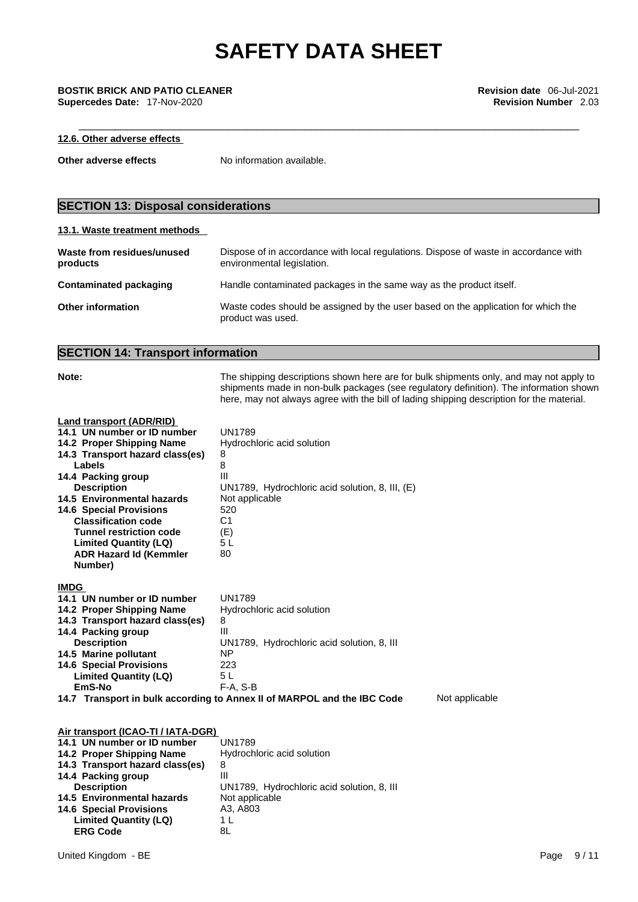#### 12.6. Other adverse effects

| | |
|---|---|
| **Other adverse effects** | No information available. |

## SECTION 13: Disposal considerations

#### 13.1. Waste treatment methods

| | |
|---|---|
| **Waste from residues/unused products** | Dispose of in accordance with local regulations. Dispose of waste in accordance with environmental legislation. |
| **Contaminated packaging** | Handle contaminated packages in the same way as the product itself. |
| **Other information** | Waste codes should be assigned by the user based on the application for which the product was used. |

## SECTION 14: Transport information

**Note:** The shipping descriptions shown here are for bulk shipments only, and may not apply to shipments made in non-bulk packages (see regulatory definition). The information shown here, may not always agree with the bill of lading shipping description for the material.

#### Land transport (ADR/RID)

| | |
|---|---|
| **14.1 UN number or ID number** | UN1789 |
| **14.2 Proper Shipping Name** | Hydrochloric acid solution |
| **14.3 Transport hazard class(es)** | 8 |
| **Labels** | 8 |
| **14.4 Packing group** | III |
| **Description** | UN1789, Hydrochloric acid solution, 8, III, (E) |
| **14.5 Environmental hazards** | Not applicable |
| **14.6 Special Provisions** | 520 |
| **Classification code** | C1 |
| **Tunnel restriction code** | (E) |
| **Limited Quantity (LQ)** | 5 L |
| **ADR Hazard Id (Kemmler Number)** | 80 |

#### IMDG

| | |
|---|---|
| **14.1 UN number or ID number** | UN1789 |
| **14.2 Proper Shipping Name** | Hydrochloric acid solution |
| **14.3 Transport hazard class(es)** | 8 |
| **14.4 Packing group** | III |
| **Description** | UN1789, Hydrochloric acid solution, 8, III |
| **14.5 Marine pollutant** | NP |
| **14.6 Special Provisions** | 223 |
| **Limited Quantity (LQ)** | 5 L |
| **EmS-No** | F-A, S-B |

**14.7 Transport in bulk according to Annex II of MARPOL and the IBC Code** Not applicable

#### Air transport (ICAO-TI / IATA-DGR)

| | |
|---|---|
| **14.1 UN number or ID number** | UN1789 |
| **14.2 Proper Shipping Name** | Hydrochloric acid solution |
| **14.3 Transport hazard class(es)** | 8 |
| **14.4 Packing group** | III |
| **Description** | UN1789, Hydrochloric acid solution, 8, III |
| **14.5 Environmental hazards** | Not applicable |
| **14.6 Special Provisions** | A3, A803 |
| **Limited Quantity (LQ)** | 1 L |
| **ERG Code** | 8L |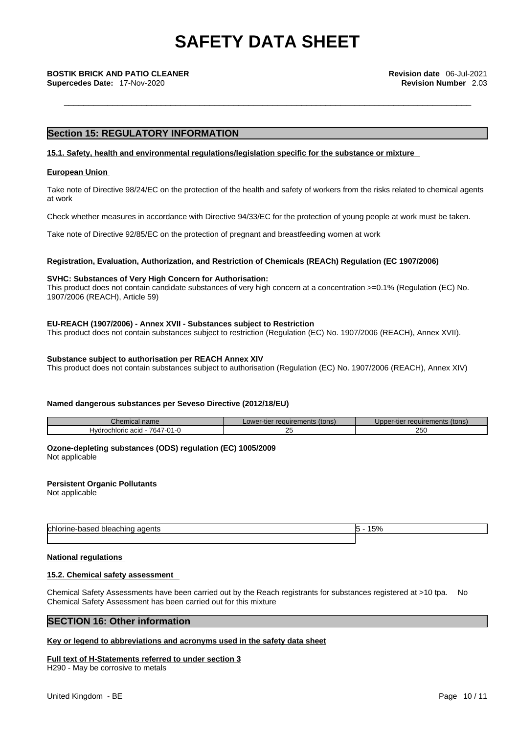# SAFETY DATA SHEET

**BOSTIK BRICK AND PATIO CLEANER** **Revision date** 06-Jul-2021
**Supercedes Date:** 17-Nov-2020 **Revision Number** 2.03

## Section 15: REGULATORY INFORMATION

### 15.1. Safety, health and environmental regulations/legislation specific for the substance or mixture

#### European Union

Take note of Directive 98/24/EC on the protection of the health and safety of workers from the risks related to chemical agents at work

Check whether measures in accordance with Directive 94/33/EC for the protection of young people at work must be taken.

Take note of Directive 92/85/EC on the protection of pregnant and breastfeeding women at work

#### Registration, Evaluation, Authorization, and Restriction of Chemicals (REACh) Regulation (EC 1907/2006)

**SVHC: Substances of Very High Concern for Authorisation:**
This product does not contain candidate substances of very high concern at a concentration >=0.1% (Regulation (EC) No. 1907/2006 (REACH), Article 59)

**EU-REACH (1907/2006) - Annex XVII - Substances subject to Restriction**
This product does not contain substances subject to restriction (Regulation (EC) No. 1907/2006 (REACH), Annex XVII).

**Substance subject to authorisation per REACH Annex XIV**
This product does not contain substances subject to authorisation (Regulation (EC) No. 1907/2006 (REACH), Annex XIV)

**Named dangerous substances per Seveso Directive (2012/18/EU)**

| Chemical name | Lower-tier requirements (tons) | Upper-tier requirements (tons) |
|---|---|---|
| Hydrochloric acid - 7647-01-0 | 25 | 250 |

**Ozone-depleting substances (ODS) regulation (EC) 1005/2009**
Not applicable

**Persistent Organic Pollutants**
Not applicable

| | |
|---|---|
| chlorine-based bleaching agents | 5 - 15% |

#### National regulations

### 15.2. Chemical safety assessment

Chemical Safety Assessments have been carried out by the Reach registrants for substances registered at >10 tpa. No Chemical Safety Assessment has been carried out for this mixture

## SECTION 16: Other information

#### Key or legend to abbreviations and acronyms used in the safety data sheet

**Full text of H-Statements referred to under section 3**
H290 - May be corrosive to metals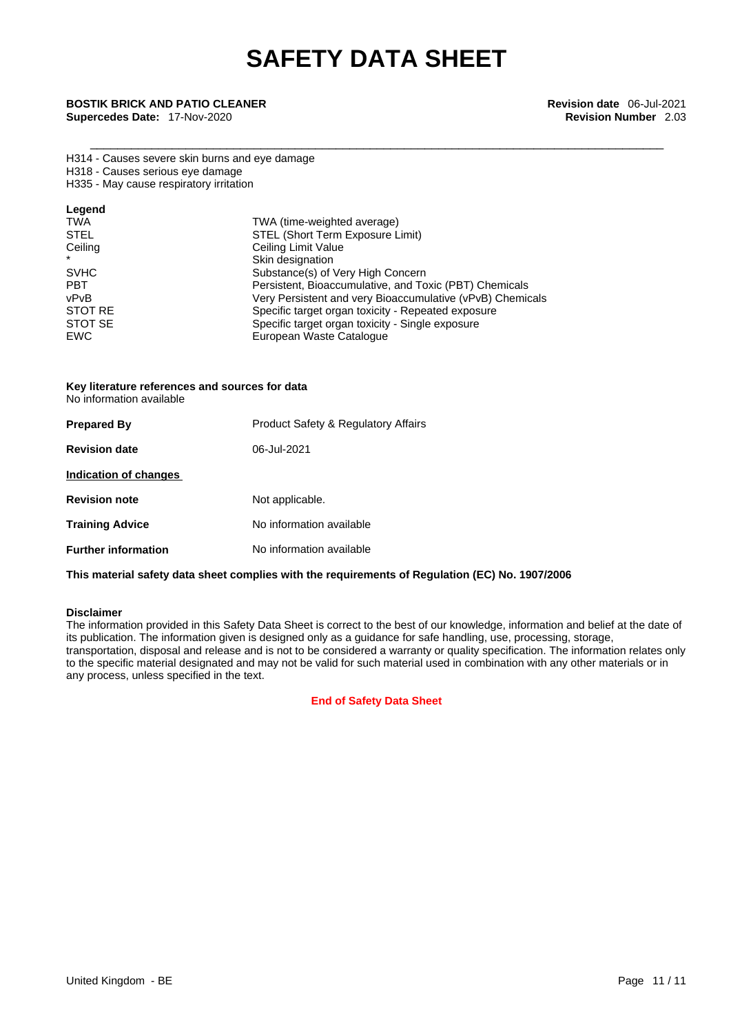H314 - Causes severe skin burns and eye damage
H318 - Causes serious eye damage
H335 - May cause respiratory irritation

**Legend**

| | |
|---|---|
| TWA | TWA (time-weighted average) |
| STEL | STEL (Short Term Exposure Limit) |
| Ceiling | Ceiling Limit Value |
| * | Skin designation |
| SVHC | Substance(s) of Very High Concern |
| PBT | Persistent, Bioaccumulative, and Toxic (PBT) Chemicals |
| vPvB | Very Persistent and very Bioaccumulative (vPvB) Chemicals |
| STOT RE | Specific target organ toxicity - Repeated exposure |
| STOT SE | Specific target organ toxicity - Single exposure |
| EWC | European Waste Catalogue |

**Key literature references and sources for data**
No information available

**Prepared By** Product Safety & Regulatory Affairs

**Revision date** 06-Jul-2021

**Indication of changes**

**Revision note** Not applicable.

**Training Advice** No information available

**Further information** No information available

**This material safety data sheet complies with the requirements of Regulation (EC) No. 1907/2006**

**Disclaimer**
The information provided in this Safety Data Sheet is correct to the best of our knowledge, information and belief at the date of its publication. The information given is designed only as a guidance for safe handling, use, processing, storage, transportation, disposal and release and is not to be considered a warranty or quality specification. The information relates only to the specific material designated and may not be valid for such material used in combination with any other materials or in any process, unless specified in the text.

**End of Safety Data Sheet**